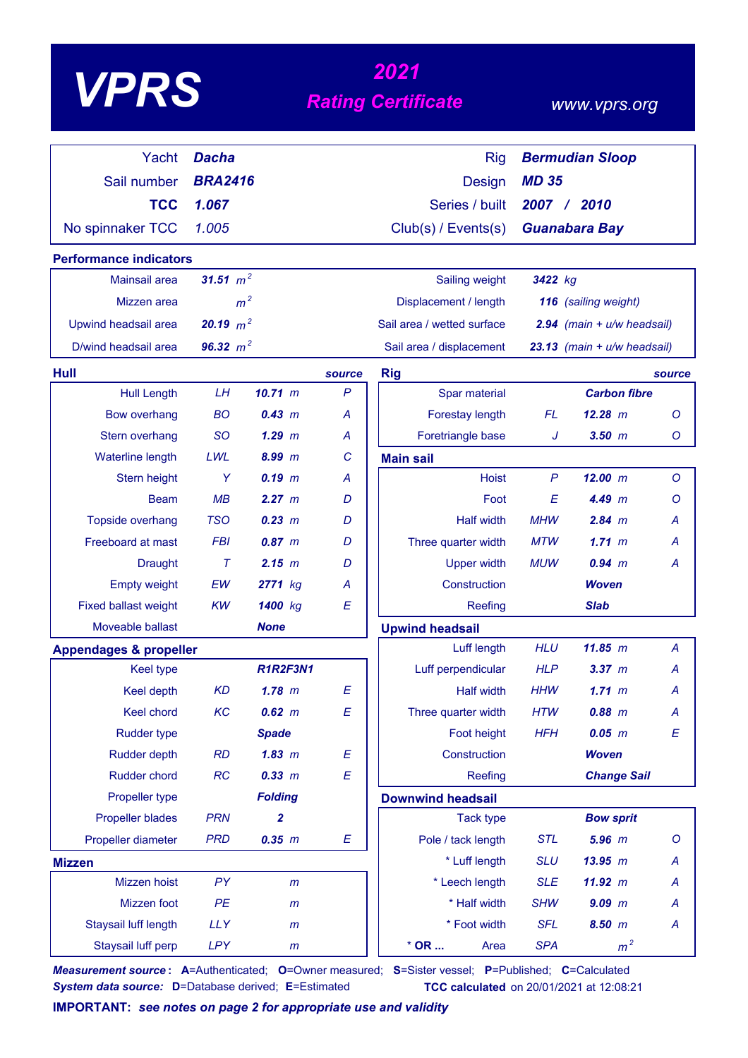# VPRS

## 2021 Rating Certificate

www.vprs.org

| | | | |
|---|---|---|---|
| Yacht | **Dacha** | Rig | **Bermudian Sloop** |
| Sail number | **BRA2416** | Design | **MD 35** |
| **TCC** | **1.067** | Series / built | **2007 / 2010** |
| No spinnaker TCC | 1.005 | Club(s) / Events(s) | **Guanabara Bay** |

## Performance indicators

| | | | |
|---|---|---|---|
| Mainsail area | **31.51** $m^2$ | Sailing weight | **3422** kg |
| Mizzen area | $m^2$ | Displacement / length | **116** (sailing weight) |
| Upwind headsail area | **20.19** $m^2$ | Sail area / wetted surface | **2.94** (main + u/w headsail) |
| D/wind headsail area | **96.32** $m^2$ | Sail area / displacement | **23.13** (main + u/w headsail) |

## Hull

| | | | source |
|---|---|---|---|
| Hull Length | LH | **10.71** m | P |
| Bow overhang | BO | **0.43** m | A |
| Stern overhang | SO | **1.29** m | A |
| Waterline length | LWL | **8.99** m | C |
| Stern height | Y | **0.19** m | A |
| Beam | MB | **2.27** m | D |
| Topside overhang | TSO | **0.23** m | D |
| Freeboard at mast | FBI | **0.87** m | D |
| Draught | T | **2.15** m | D |
| Empty weight | EW | **2771** kg | A |
| Fixed ballast weight | KW | **1400** kg | E |
| Moveable ballast | | **None** | |

## Appendages & propeller

| | | | |
|---|---|---|---|
| Keel type | | **R1R2F3N1** | |
| Keel depth | KD | **1.78** m | E |
| Keel chord | KC | **0.62** m | E |
| Rudder type | | **Spade** | |
| Rudder depth | RD | **1.83** m | E |
| Rudder chord | RC | **0.33** m | E |
| Propeller type | | **Folding** | |
| Propeller blades | PRN | **2** | |
| Propeller diameter | PRD | **0.35** m | E |

## Mizzen

| | | | |
|---|---|---|---|
| Mizzen hoist | PY | m | |
| Mizzen foot | PE | m | |
| Staysail luff length | LLY | m | |
| Staysail luff perp | LPY | m | |

## Rig

| | | | source |
|---|---|---|---|
| Spar material | | **Carbon fibre** | |
| Forestay length | FL | **12.28** m | O |
| Foretriangle base | J | **3.50** m | O |

## Main sail

| | | | |
|---|---|---|---|
| Hoist | P | **12.00** m | O |
| Foot | E | **4.49** m | O |
| Half width | MHW | **2.84** m | A |
| Three quarter width | MTW | **1.71** m | A |
| Upper width | MUW | **0.94** m | A |
| Construction | | **Woven** | |
| Reefing | | **Slab** | |

## Upwind headsail

| | | | |
|---|---|---|---|
| Luff length | HLU | **11.85** m | A |
| Luff perpendicular | HLP | **3.37** m | A |
| Half width | HHW | **1.71** m | A |
| Three quarter width | HTW | **0.88** m | A |
| Foot height | HFH | **0.05** m | E |
| Construction | | **Woven** | |
| Reefing | | **Change Sail** | |

## Downwind headsail

| | | | |
|---|---|---|---|
| Tack type | | **Bow sprit** | |
| Pole / tack length | STL | **5.96** m | O |
| * Luff length | SLU | **13.95** m | A |
| * Leech length | SLE | **11.92** m | A |
| * Half width | SHW | **9.09** m | A |
| * Foot width | SFL | **8.50** m | A |
| * OR ... Area | SPA | $m^2$ | |

***Measurement source*:** **A**=Authenticated; **O**=Owner measured; **S**=Sister vessel; **P**=Published; **C**=Calculated
***System data source:*** **D**=Database derived; **E**=Estimated

**TCC calculated** on 20/01/2021 at 12:08:21

**IMPORTANT:** ***see notes on page 2 for appropriate use and validity***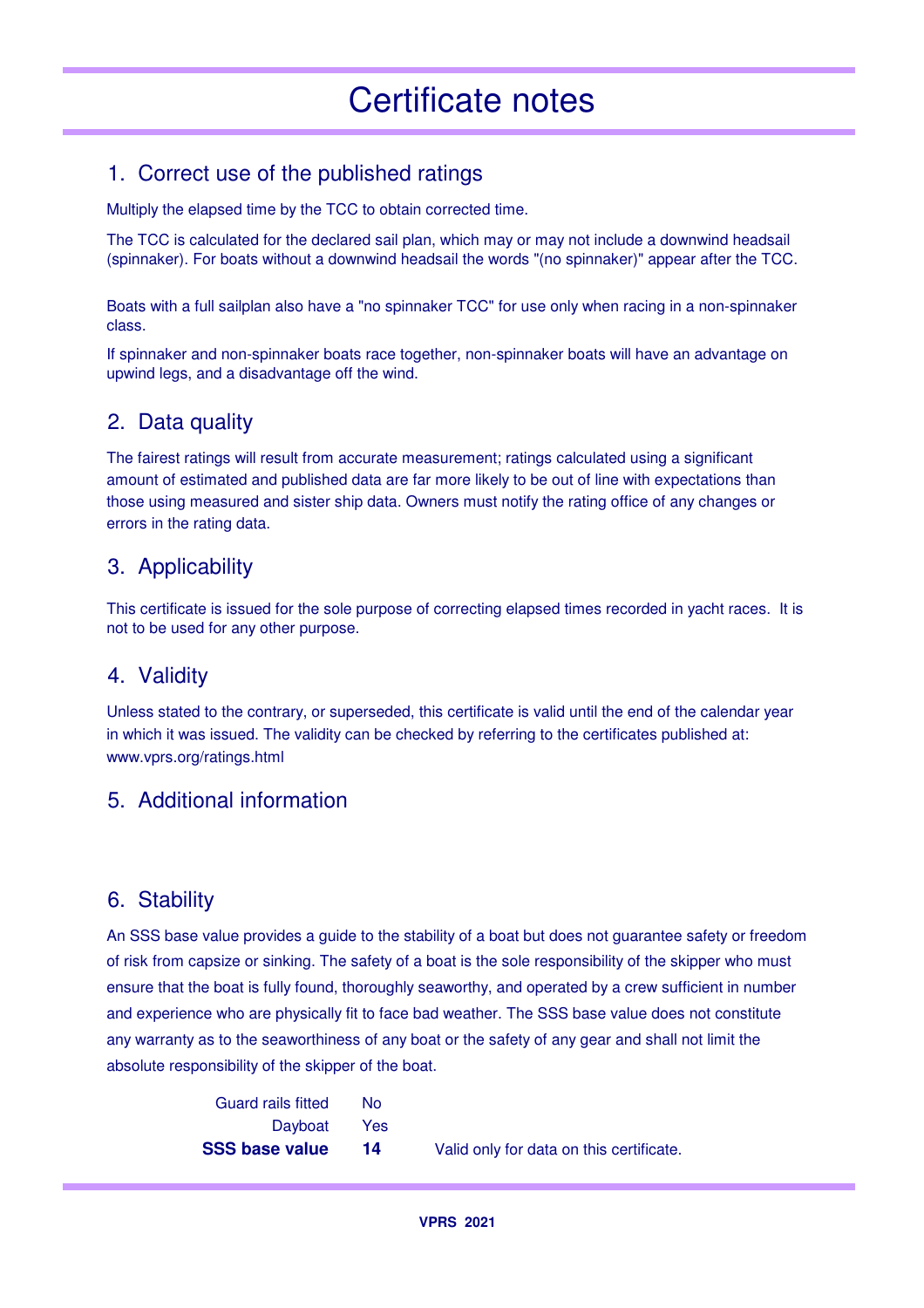# Certificate notes

## 1. Correct use of the published ratings

Multiply the elapsed time by the TCC to obtain corrected time.

The TCC is calculated for the declared sail plan, which may or may not include a downwind headsail (spinnaker). For boats without a downwind headsail the words "(no spinnaker)" appear after the TCC.

Boats with a full sailplan also have a "no spinnaker TCC" for use only when racing in a non-spinnaker class.

If spinnaker and non-spinnaker boats race together, non-spinnaker boats will have an advantage on upwind legs, and a disadvantage off the wind.

## 2. Data quality

The fairest ratings will result from accurate measurement; ratings calculated using a significant amount of estimated and published data are far more likely to be out of line with expectations than those using measured and sister ship data. Owners must notify the rating office of any changes or errors in the rating data.

## 3. Applicability

This certificate is issued for the sole purpose of correcting elapsed times recorded in yacht races. It is not to be used for any other purpose.

## 4. Validity

Unless stated to the contrary, or superseded, this certificate is valid until the end of the calendar year in which it was issued. The validity can be checked by referring to the certificates published at: www.vprs.org/ratings.html

## 5. Additional information

## 6. Stability

An SSS base value provides a guide to the stability of a boat but does not guarantee safety or freedom of risk from capsize or sinking. The safety of a boat is the sole responsibility of the skipper who must ensure that the boat is fully found, thoroughly seaworthy, and operated by a crew sufficient in number and experience who are physically fit to face bad weather. The SSS base value does not constitute any warranty as to the seaworthiness of any boat or the safety of any gear and shall not limit the absolute responsibility of the skipper of the boat.

| | | |
|---|---|---|
| Guard rails fitted | No | |
| Dayboat | Yes | |
| **SSS base value** | **14** | Valid only for data on this certificate. |

**VPRS 2021**